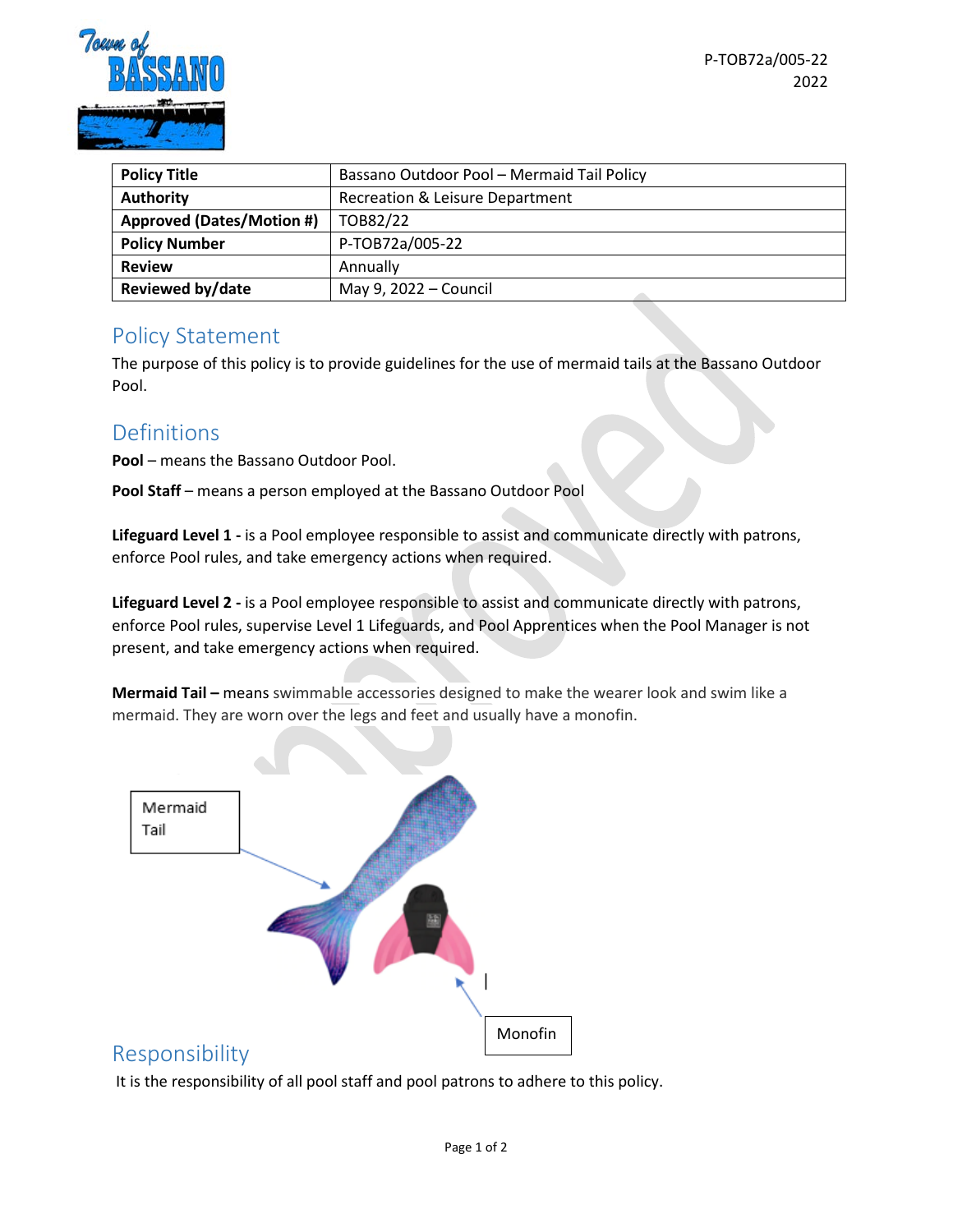P-TOB72a/005-22
2022

| Policy Title | Bassano Outdoor Pool – Mermaid Tail Policy |
| --- | --- |
| Authority | Recreation & Leisure Department |
| Approved (Dates/Motion #) | TOB82/22 |
| Policy Number | P-TOB72a/005-22 |
| Review | Annually |
| Reviewed by/date | May 9, 2022 – Council |

## Policy Statement

The purpose of this policy is to provide guidelines for the use of mermaid tails at the Bassano Outdoor Pool.

## Definitions

**Pool** – means the Bassano Outdoor Pool.

**Pool Staff** – means a person employed at the Bassano Outdoor Pool

**Lifeguard Level 1 -** is a Pool employee responsible to assist and communicate directly with patrons, enforce Pool rules, and take emergency actions when required.

**Lifeguard Level 2 -** is a Pool employee responsible to assist and communicate directly with patrons, enforce Pool rules, supervise Level 1 Lifeguards, and Pool Apprentices when the Pool Manager is not present, and take emergency actions when required.

**Mermaid Tail –** means swimmable accessories designed to make the wearer look and swim like a mermaid. They are worn over the legs and feet and usually have a monofin.

Mermaid Tail

Monofin

## Responsibility

It is the responsibility of all pool staff and pool patrons to adhere to this policy.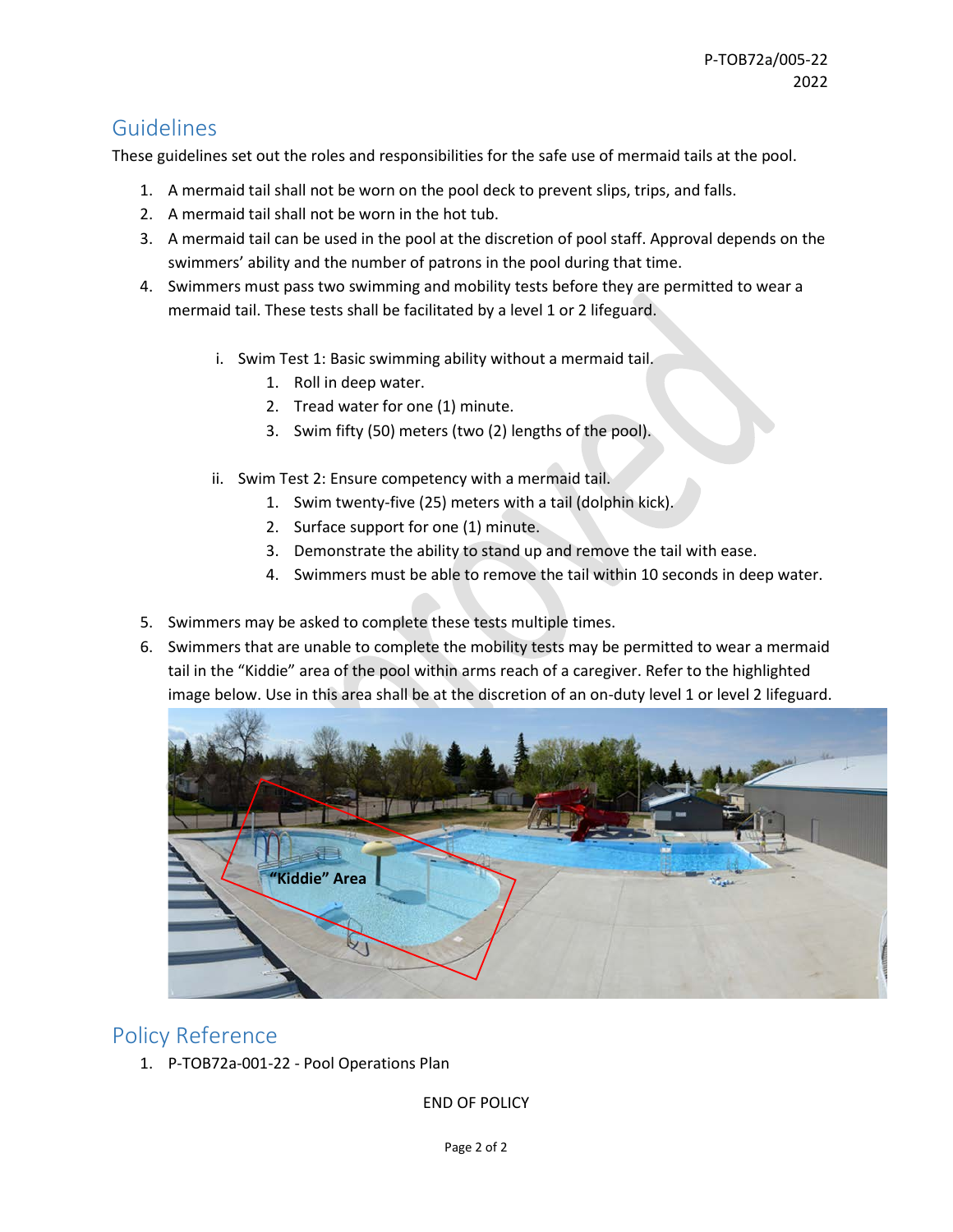## Guidelines

These guidelines set out the roles and responsibilities for the safe use of mermaid tails at the pool.

1. A mermaid tail shall not be worn on the pool deck to prevent slips, trips, and falls.
2. A mermaid tail shall not be worn in the hot tub.
3. A mermaid tail can be used in the pool at the discretion of pool staff. Approval depends on the swimmers' ability and the number of patrons in the pool during that time.
4. Swimmers must pass two swimming and mobility tests before they are permitted to wear a mermaid tail. These tests shall be facilitated by a level 1 or 2 lifeguard.

   i. Swim Test 1: Basic swimming ability without a mermaid tail.
      1. Roll in deep water.
      2. Tread water for one (1) minute.
      3. Swim fifty (50) meters (two (2) lengths of the pool).

   ii. Swim Test 2: Ensure competency with a mermaid tail.
      1. Swim twenty-five (25) meters with a tail (dolphin kick).
      2. Surface support for one (1) minute.
      3. Demonstrate the ability to stand up and remove the tail with ease.
      4. Swimmers must be able to remove the tail within 10 seconds in deep water.

5. Swimmers may be asked to complete these tests multiple times.
6. Swimmers that are unable to complete the mobility tests may be permitted to wear a mermaid tail in the "Kiddie" area of the pool within arms reach of a caregiver. Refer to the highlighted image below. Use in this area shall be at the discretion of an on-duty level 1 or level 2 lifeguard.

"Kiddie" Area

## Policy Reference

1. P-TOB72a-001-22 - Pool Operations Plan

END OF POLICY